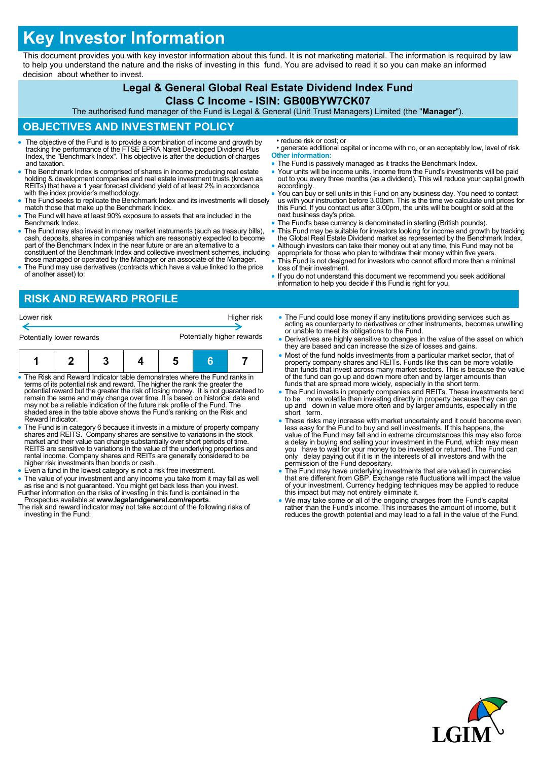# Key Investor Information

This document provides you with key investor information about this fund. It is not marketing material. The information is required by law to help you understand the nature and the risks of investing in this fund. You are advised to read it so you can make an informed decision about whether to invest.

## Legal & General Global Real Estate Dividend Index Fund

## Class C Income - ISIN: GB00BYW7CK07

The authorised fund manager of the Fund is Legal & General (Unit Trust Managers) Limited (the "**Manager**").

## OBJECTIVES AND INVESTMENT POLICY

- The objective of the Fund is to provide a combination of income and growth by tracking the performance of the FTSE EPRA Nareit Developed Dividend Plus Index, the "Benchmark Index". This objective is after the deduction of charges and taxation.
- The Benchmark Index is comprised of shares in income producing real estate holding & development companies and real estate investment trusts (known as REITs) that have a 1 year forecast dividend yield of at least 2% in accordance with the index provider's methodology.
- The Fund seeks to replicate the Benchmark Index and its investments will closely match those that make up the Benchmark Index.
- The Fund will have at least 90% exposure to assets that are included in the Benchmark Index.
- The Fund may also invest in money market instruments (such as treasury bills), cash, deposits, shares in companies which are reasonably expected to become part of the Benchmark Index in the near future or are an alternative to a constituent of the Benchmark Index and collective investment schemes, including those managed or operated by the Manager or an associate of the Manager.
- The Fund may use derivatives (contracts which have a value linked to the price of another asset) to:
  - reduce risk or cost; or
  - generate additional capital or income with no, or an acceptably low, level of risk.

**Other information:**

- The Fund is passively managed as it tracks the Benchmark Index.
- Your units will be income units. Income from the Fund's investments will be paid out to you every three months (as a dividend). This will reduce your capital growth accordingly.
- You can buy or sell units in this Fund on any business day. You need to contact us with your instruction before 3.00pm. This is the time we calculate unit prices for this Fund. If you contact us after 3.00pm, the units will be bought or sold at the next business day's price.
- The Fund's base currency is denominated in sterling (British pounds).
- This Fund may be suitable for investors looking for income and growth by tracking the Global Real Estate Dividend market as represented by the Benchmark Index.
- Although investors can take their money out at any time, this Fund may not be appropriate for those who plan to withdraw their money within five years.
- This Fund is not designed for investors who cannot afford more than a minimal loss of their investment.
- If you do not understand this document we recommend you seek additional information to help you decide if this Fund is right for you.

## RISK AND REWARD PROFILE

| Lower risk | | | | | | Higher risk |
|---|---|---|---|---|---|---|
| Potentially lower rewards | | | | | | Potentially higher rewards |
| 1 | 2 | 3 | 4 | 5 | **6** | 7 |

- The Risk and Reward Indicator table demonstrates where the Fund ranks in terms of its potential risk and reward. The higher the rank the greater the potential reward but the greater the risk of losing money. It is not guaranteed to remain the same and may change over time. It is based on historical data and may not be a reliable indication of the future risk profile of the Fund. The shaded area in the table above shows the Fund's ranking on the Risk and Reward Indicator.
- The Fund is in category 6 because it invests in a mixture of property company shares and REITS. Company shares are sensitive to variations in the stock market and their value can change substantially over short periods of time. REITS are sensitive to variations in the value of the underlying properties and rental income. Company shares and REITs are generally considered to be higher risk investments than bonds or cash.
- Even a fund in the lowest category is not a risk free investment.
- The value of your investment and any income you take from it may fall as well as rise and is not guaranteed. You might get back less than you invest.

Further information on the risks of investing in this fund is contained in the Prospectus available at **www.legalandgeneral.com/reports**.

The risk and reward indicator may not take account of the following risks of investing in the Fund:

- The Fund could lose money if any institutions providing services such as acting as counterparty to derivatives or other instruments, becomes unwilling or unable to meet its obligations to the Fund.
- Derivatives are highly sensitive to changes in the value of the asset on which they are based and can increase the size of losses and gains.
- Most of the fund holds investments from a particular market sector, that of property company shares and REITs. Funds like this can be more volatile than funds that invest across many market sectors. This is because the value of the fund can go up and down more often and by larger amounts than funds that are spread more widely, especially in the short term.
- The Fund invests in property companies and REITs. These investments tend to be more volatile than investing directly in property because they can go up and down in value more often and by larger amounts, especially in the short term.
- These risks may increase with market uncertainty and it could become even less easy for the Fund to buy and sell investments. If this happens, the value of the Fund may fall and in extreme circumstances this may also force a delay in buying and selling your investment in the Fund, which may mean you have to wait for your money to be invested or returned. The Fund can only delay paying out if it is in the interests of all investors and with the permission of the Fund depositary.
- The Fund may have underlying investments that are valued in currencies that are different from GBP. Exchange rate fluctuations will impact the value of your investment. Currency hedging techniques may be applied to reduce this impact but may not entirely eliminate it.
- We may take some or all of the ongoing charges from the Fund's capital rather than the Fund's income. This increases the amount of income, but it reduces the growth potential and may lead to a fall in the value of the Fund.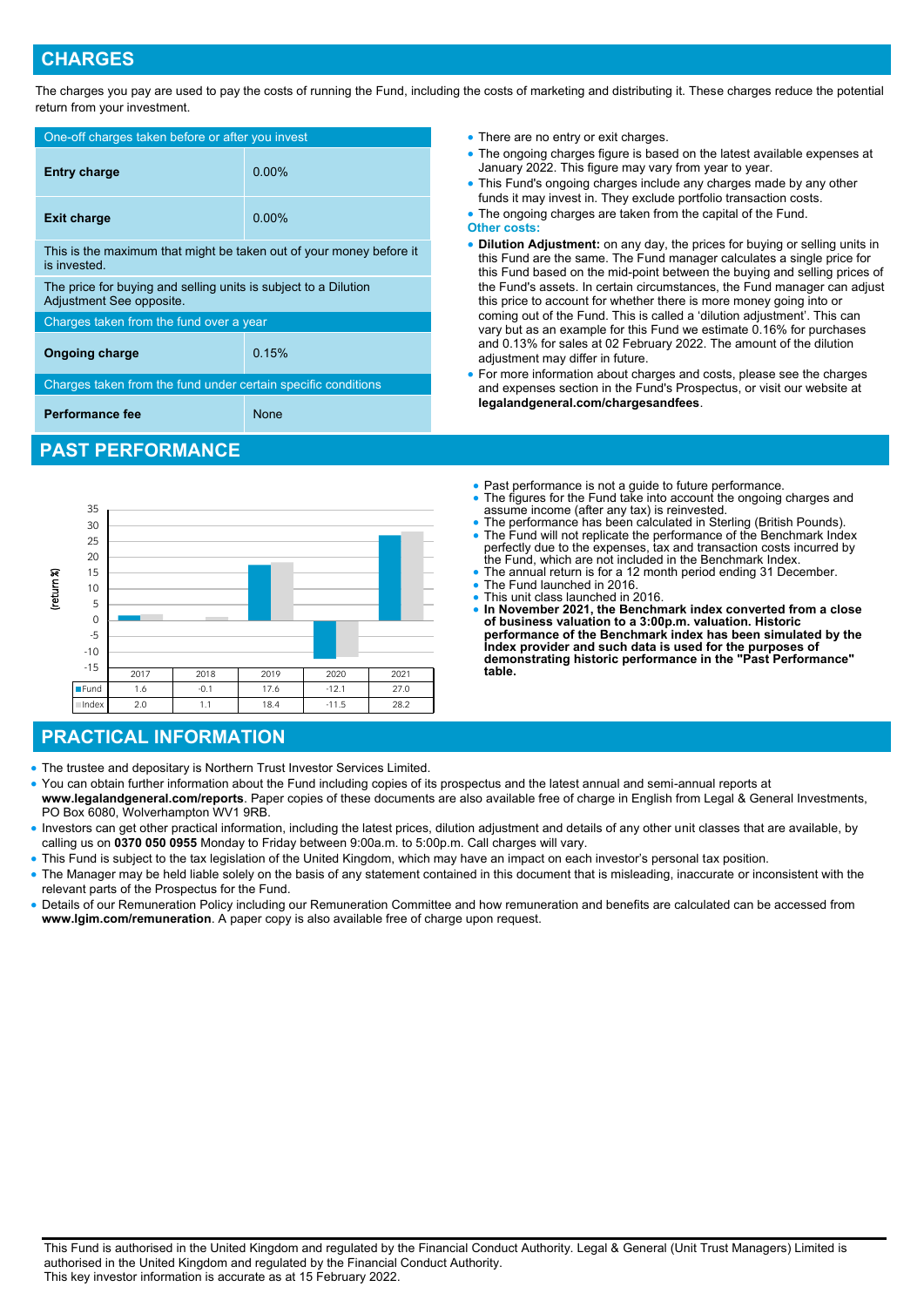## CHARGES

The charges you pay are used to pay the costs of running the Fund, including the costs of marketing and distributing it. These charges reduce the potential return from your investment.

| One-off charges taken before or after you invest | |
|---|---|
| **Entry charge** | 0.00% |
| **Exit charge** | 0.00% |
| This is the maximum that might be taken out of your money before it is invested. | |
| The price for buying and selling units is subject to a Dilution Adjustment See opposite. | |
| Charges taken from the fund over a year | |
| **Ongoing charge** | 0.15% |
| Charges taken from the fund under certain specific conditions | |
| **Performance fee** | None |

- There are no entry or exit charges.
- The ongoing charges figure is based on the latest available expenses at January 2022. This figure may vary from year to year.
- This Fund's ongoing charges include any charges made by any other funds it may invest in. They exclude portfolio transaction costs.
- The ongoing charges are taken from the capital of the Fund.

**Other costs:**

- **Dilution Adjustment:** on any day, the prices for buying or selling units in this Fund are the same. The Fund manager calculates a single price for this Fund based on the mid-point between the buying and selling prices of the Fund's assets. In certain circumstances, the Fund manager can adjust this price to account for whether there is more money going into or coming out of the Fund. This is called a 'dilution adjustment'. This can vary but as an example for this Fund we estimate 0.16% for purchases and 0.13% for sales at 02 February 2022. The amount of the dilution adjustment may differ in future.
- For more information about charges and costs, please see the charges and expenses section in the Fund's Prospectus, or visit our website at **legalandgeneral.com/chargesandfees**.

## PAST PERFORMANCE

(return %)

35
30
25
20
15
10
5
0
-5
-10
-15

| | 2017 | 2018 | 2019 | 2020 | 2021 |
|---|---|---|---|---|---|
| Fund | 1.6 | -0.1 | 17.6 | -12.1 | 27.0 |
| Index | 2.0 | 1.1 | 18.4 | -11.5 | 28.2 |

- Past performance is not a guide to future performance.
- The figures for the Fund take into account the ongoing charges and assume income (after any tax) is reinvested.
- The performance has been calculated in Sterling (British Pounds).
- The Fund will not replicate the performance of the Benchmark Index perfectly due to the expenses, tax and transaction costs incurred by the Fund, which are not included in the Benchmark Index.
- The annual return is for a 12 month period ending 31 December.
- The Fund launched in 2016.
- This unit class launched in 2016.
- **In November 2021, the Benchmark index converted from a close of business valuation to a 3:00p.m. valuation. Historic performance of the Benchmark index has been simulated by the Index provider and such data is used for the purposes of demonstrating historic performance in the "Past Performance" table.**

## PRACTICAL INFORMATION

- The trustee and depositary is Northern Trust Investor Services Limited.
- You can obtain further information about the Fund including copies of its prospectus and the latest annual and semi-annual reports at **www.legalandgeneral.com/reports**. Paper copies of these documents are also available free of charge in English from Legal & General Investments, PO Box 6080, Wolverhampton WV1 9RB.
- Investors can get other practical information, including the latest prices, dilution adjustment and details of any other unit classes that are available, by calling us on **0370 050 0955** Monday to Friday between 9:00a.m. to 5:00p.m. Call charges will vary.
- This Fund is subject to the tax legislation of the United Kingdom, which may have an impact on each investor's personal tax position.
- The Manager may be held liable solely on the basis of any statement contained in this document that is misleading, inaccurate or inconsistent with the relevant parts of the Prospectus for the Fund.
- Details of our Remuneration Policy including our Remuneration Committee and how remuneration and benefits are calculated can be accessed from **www.lgim.com/remuneration**. A paper copy is also available free of charge upon request.

This Fund is authorised in the United Kingdom and regulated by the Financial Conduct Authority. Legal & General (Unit Trust Managers) Limited is authorised in the United Kingdom and regulated by the Financial Conduct Authority.
This key investor information is accurate as at 15 February 2022.